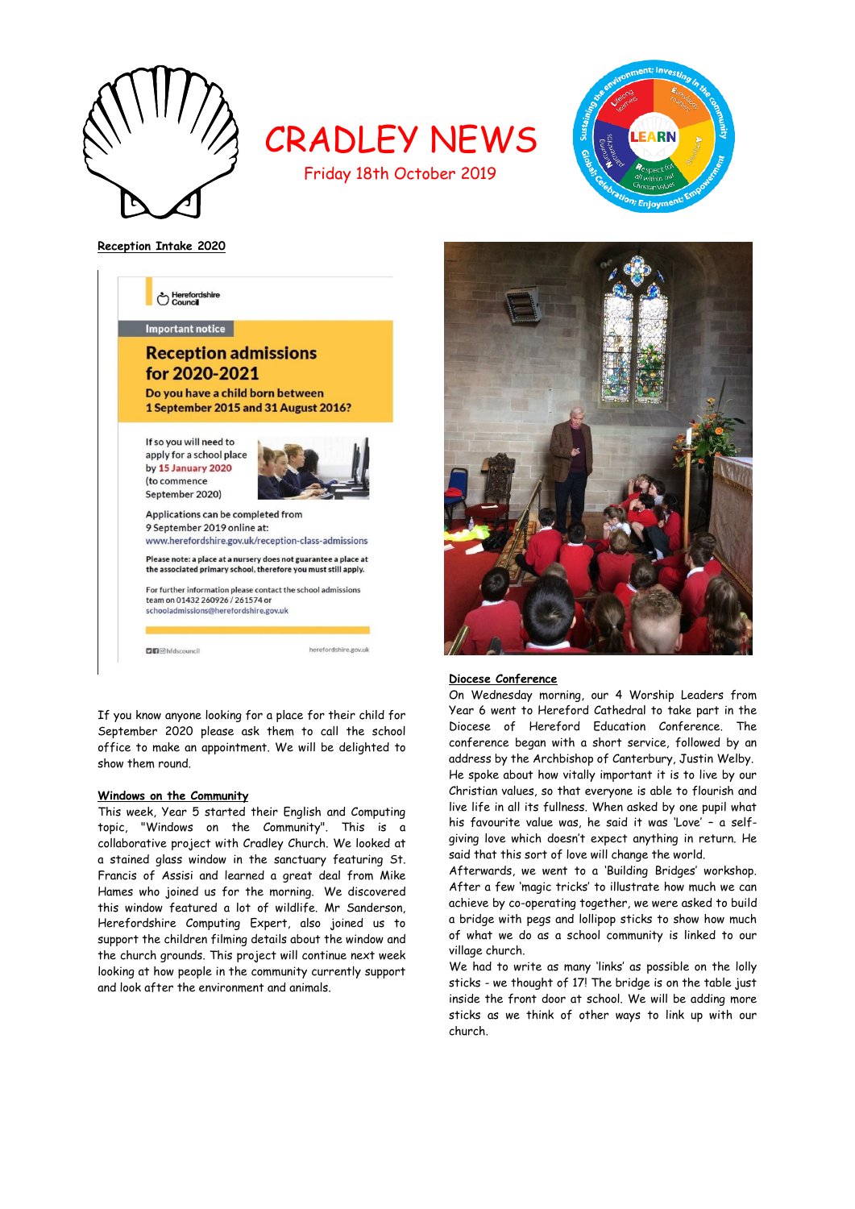# CRADLEY NEWS

Friday 18th October 2019

**Reception Intake 2020**

Herefordshire Council

Important notice

**Reception admissions for 2020-2021**

**Do you have a child born between 1 September 2015 and 31 August 2016?**

If so you will need to apply for a school place by **15 January 2020** (to commence September 2020)

Applications can be completed from 9 September 2019 online at: www.herefordshire.gov.uk/reception-class-admissions

**Please note: a place at a nursery does not guarantee a place at the associated primary school, therefore you must still apply.**

For further information please contact the school admissions team on 01432 260926 / 261574 or schooladmissions@herefordshire.gov.uk

@hfdscouncil herefordshire.gov.uk

If you know anyone looking for a place for their child for September 2020 please ask them to call the school office to make an appointment. We will be delighted to show them round.

**Windows on the Community**

This week, Year 5 started their English and Computing topic, "Windows on the Community". This is a collaborative project with Cradley Church. We looked at a stained glass window in the sanctuary featuring St. Francis of Assisi and learned a great deal from Mike Hames who joined us for the morning. We discovered this window featured a lot of wildlife. Mr Sanderson, Herefordshire Computing Expert, also joined us to support the children filming details about the window and the church grounds. This project will continue next week looking at how people in the community currently support and look after the environment and animals.

**Diocese Conference**

On Wednesday morning, our 4 Worship Leaders from Year 6 went to Hereford Cathedral to take part in the Diocese of Hereford Education Conference. The conference began with a short service, followed by an address by the Archbishop of Canterbury, Justin Welby. He spoke about how vitally important it is to live by our Christian values, so that everyone is able to flourish and live life in all its fullness. When asked by one pupil what his favourite value was, he said it was 'Love' – a self-giving love which doesn't expect anything in return. He said that this sort of love will change the world.

Afterwards, we went to a 'Building Bridges' workshop. After a few 'magic tricks' to illustrate how much we can achieve by co-operating together, we were asked to build a bridge with pegs and lollipop sticks to show how much of what we do as a school community is linked to our village church.

We had to write as many 'links' as possible on the lolly sticks - we thought of 17! The bridge is on the table just inside the front door at school. We will be adding more sticks as we think of other ways to link up with our church.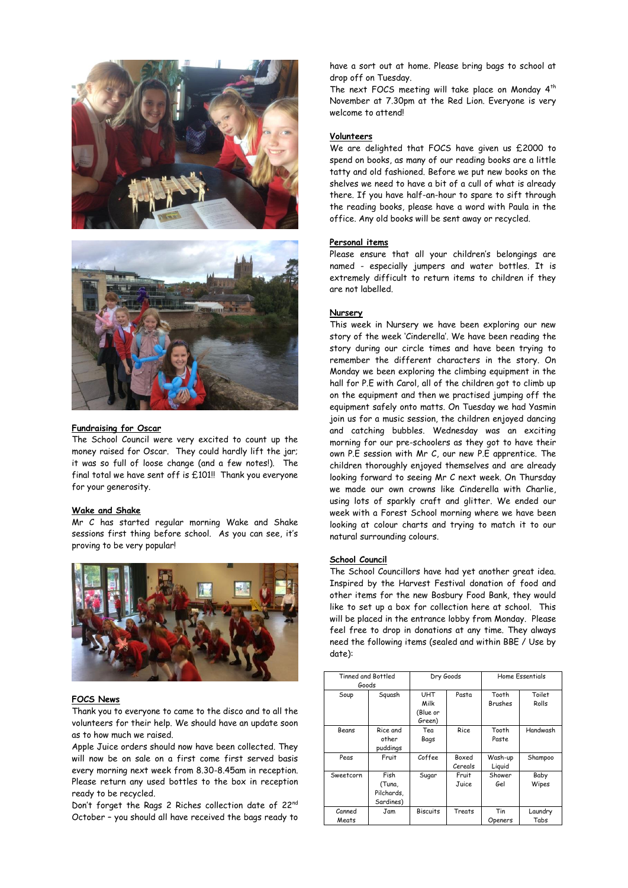## Fundraising for Oscar

The School Council were very excited to count up the money raised for Oscar. They could hardly lift the jar; it was so full of loose change (and a few notes!). The final total we have sent off is £101!! Thank you everyone for your generosity.

## Wake and Shake

Mr C has started regular morning Wake and Shake sessions first thing before school. As you can see, it's proving to be very popular!

## FOCS News

Thank you to everyone to came to the disco and to all the volunteers for their help. We should have an update soon as to how much we raised.

Apple Juice orders should now have been collected. They will now be on sale on a first come first served basis every morning next week from 8.30-8.45am in reception. Please return any used bottles to the box in reception ready to be recycled.

Don't forget the Rags 2 Riches collection date of 22nd October – you should all have received the bags ready to have a sort out at home. Please bring bags to school at drop off on Tuesday.

The next FOCS meeting will take place on Monday 4th November at 7.30pm at the Red Lion. Everyone is very welcome to attend!

## Volunteers

We are delighted that FOCS have given us £2000 to spend on books, as many of our reading books are a little tatty and old fashioned. Before we put new books on the shelves we need to have a bit of a cull of what is already there. If you have half-an-hour to spare to sift through the reading books, please have a word with Paula in the office. Any old books will be sent away or recycled.

## Personal items

Please ensure that all your children's belongings are named - especially jumpers and water bottles. It is extremely difficult to return items to children if they are not labelled.

## Nursery

This week in Nursery we have been exploring our new story of the week 'Cinderella'. We have been reading the story during our circle times and have been trying to remember the different characters in the story. On Monday we been exploring the climbing equipment in the hall for P.E with Carol, all of the children got to climb up on the equipment and then we practised jumping off the equipment safely onto matts. On Tuesday we had Yasmin join us for a music session, the children enjoyed dancing and catching bubbles. Wednesday was an exciting morning for our pre-schoolers as they got to have their own P.E session with Mr C, our new P.E apprentice. The children thoroughly enjoyed themselves and are already looking forward to seeing Mr C next week. On Thursday we made our own crowns like Cinderella with Charlie, using lots of sparkly craft and glitter. We ended our week with a Forest School morning where we have been looking at colour charts and trying to match it to our natural surrounding colours.

## School Council

The School Councillors have had yet another great idea. Inspired by the Harvest Festival donation of food and other items for the new Bosbury Food Bank, they would like to set up a box for collection here at school. This will be placed in the entrance lobby from Monday. Please feel free to drop in donations at any time. They always need the following items (sealed and within BBE / Use by date):

| Tinned and Bottled Goods | | Dry Goods | | Home Essentials | |
|---|---|---|---|---|---|
| Soup | Squash | UHT Milk (Blue or Green) | Pasta | Tooth Brushes | Toilet Rolls |
| Beans | Rice and other puddings | Tea Bags | Rice | Tooth Paste | Handwash |
| Peas | Fruit | Coffee | Boxed Cereals | Wash-up Liquid | Shampoo |
| Sweetcorn | Fish (Tuna, Pilchards, Sardines) | Sugar | Fruit Juice | Shower Gel | Baby Wipes |
| Canned Meats | Jam | Biscuits | Treats | Tin Openers | Laundry Tabs |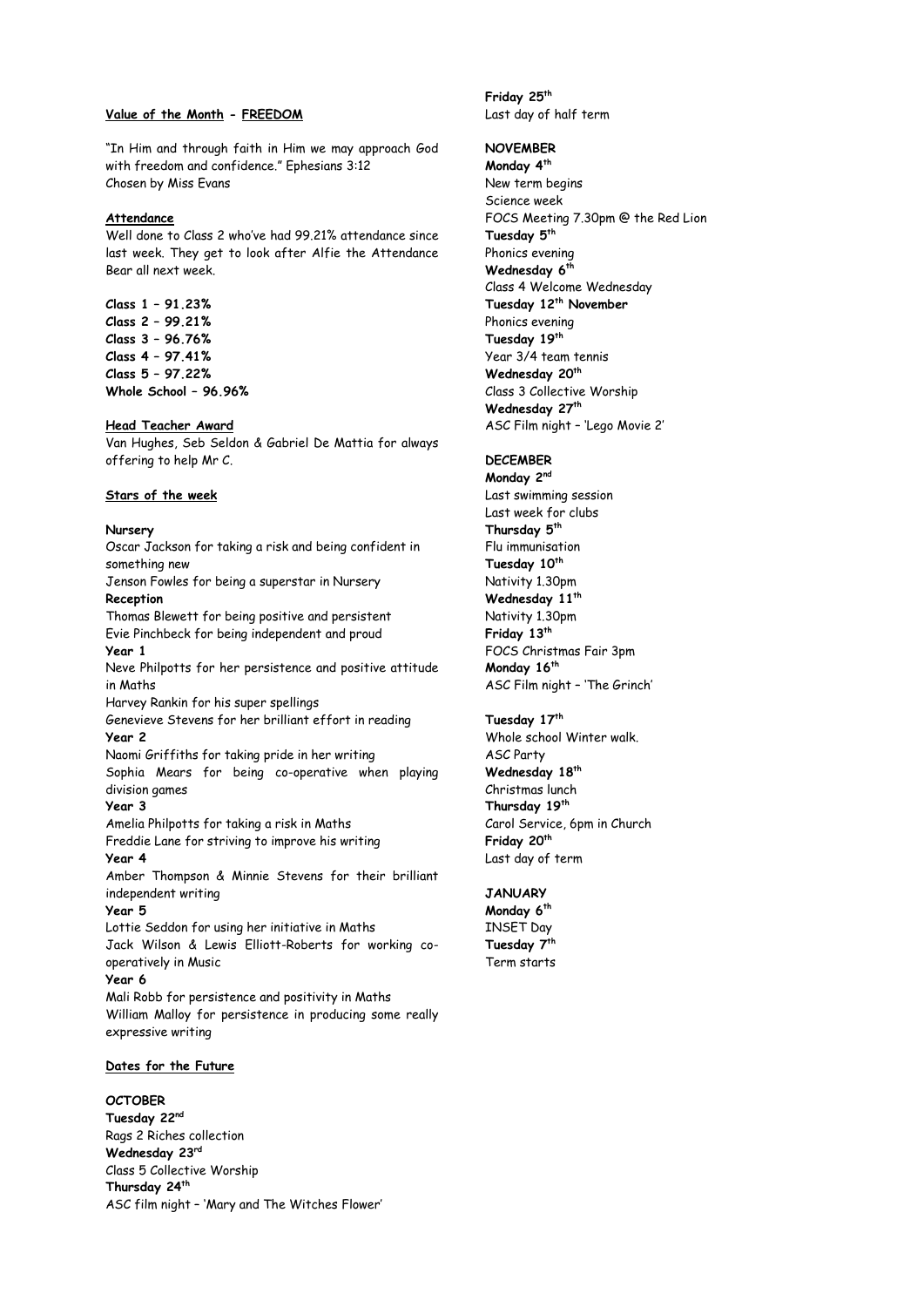**Value of the Month - FREEDOM**

"In Him and through faith in Him we may approach God with freedom and confidence." Ephesians 3:12
Chosen by Miss Evans

**Attendance**

Well done to Class 2 who've had 99.21% attendance since last week. They get to look after Alfie the Attendance Bear all next week.

**Class 1 – 91.23%**
**Class 2 – 99.21%**
**Class 3 – 96.76%**
**Class 4 – 97.41%**
**Class 5 – 97.22%**
**Whole School – 96.96%**

**Head Teacher Award**

Van Hughes, Seb Seldon & Gabriel De Mattia for always offering to help Mr C.

**Stars of the week**

**Nursery**
Oscar Jackson for taking a risk and being confident in something new
Jenson Fowles for being a superstar in Nursery

**Reception**
Thomas Blewett for being positive and persistent
Evie Pinchbeck for being independent and proud

**Year 1**
Neve Philpotts for her persistence and positive attitude in Maths
Harvey Rankin for his super spellings
Genevieve Stevens for her brilliant effort in reading

**Year 2**
Naomi Griffiths for taking pride in her writing
Sophia Mears for being co-operative when playing division games

**Year 3**
Amelia Philpotts for taking a risk in Maths
Freddie Lane for striving to improve his writing

**Year 4**
Amber Thompson & Minnie Stevens for their brilliant independent writing

**Year 5**
Lottie Seddon for using her initiative in Maths
Jack Wilson & Lewis Elliott-Roberts for working co-operatively in Music

**Year 6**
Mali Robb for persistence and positivity in Maths
William Malloy for persistence in producing some really expressive writing

**Dates for the Future**

**OCTOBER**

**Tuesday 22nd**
Rags 2 Riches collection
**Wednesday 23rd**
Class 5 Collective Worship
**Thursday 24th**
ASC film night – 'Mary and The Witches Flower'
**Friday 25th**
Last day of half term

**NOVEMBER**

**Monday 4th**
New term begins
Science week
FOCS Meeting 7.30pm @ the Red Lion
**Tuesday 5th**
Phonics evening
**Wednesday 6th**
Class 4 Welcome Wednesday
**Tuesday 12th November**
Phonics evening
**Tuesday 19th**
Year 3/4 team tennis
**Wednesday 20th**
Class 3 Collective Worship
**Wednesday 27th**
ASC Film night – 'Lego Movie 2'

**DECEMBER**

**Monday 2nd**
Last swimming session
Last week for clubs
**Thursday 5th**
Flu immunisation
**Tuesday 10th**
Nativity 1.30pm
**Wednesday 11th**
Nativity 1.30pm
**Friday 13th**
FOCS Christmas Fair 3pm
**Monday 16th**
ASC Film night – 'The Grinch'

**Tuesday 17th**
Whole school Winter walk.
ASC Party
**Wednesday 18th**
Christmas lunch
**Thursday 19th**
Carol Service, 6pm in Church
**Friday 20th**
Last day of term

**JANUARY**

**Monday 6th**
INSET Day
**Tuesday 7th**
Term starts